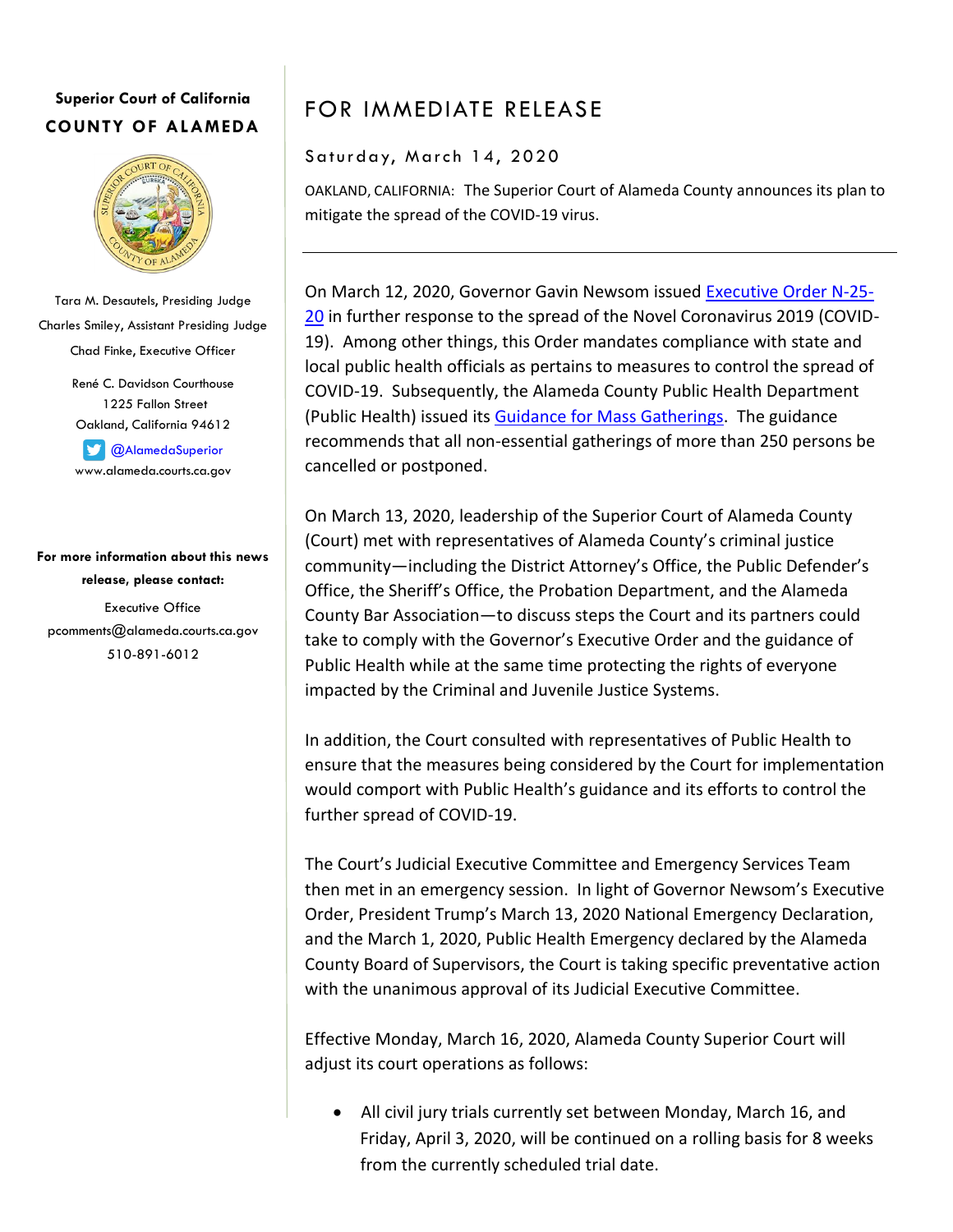**Superior Court of California**

**COUNTY OF ALAMEDA**

Tara M. Desautels, Presiding Judge

Charles Smiley, Assistant Presiding Judge

Chad Finke, Executive Officer

René C. Davidson Courthouse
1225 Fallon Street
Oakland, California 94612

@AlamedaSuperior
www.alameda.courts.ca.gov

**For more information about this news release, please contact:**

Executive Office
pcomments@alameda.courts.ca.gov
510-891-6012

# FOR IMMEDIATE RELEASE

Saturday, March 14, 2020

OAKLAND, CALIFORNIA: The Superior Court of Alameda County announces its plan to mitigate the spread of the COVID-19 virus.

---

On March 12, 2020, Governor Gavin Newsom issued [Executive Order N-25-20] in further response to the spread of the Novel Coronavirus 2019 (COVID-19). Among other things, this Order mandates compliance with state and local public health officials as pertains to measures to control the spread of COVID-19. Subsequently, the Alameda County Public Health Department (Public Health) issued its [Guidance for Mass Gatherings]. The guidance recommends that all non-essential gatherings of more than 250 persons be cancelled or postponed.

On March 13, 2020, leadership of the Superior Court of Alameda County (Court) met with representatives of Alameda County's criminal justice community—including the District Attorney's Office, the Public Defender's Office, the Sheriff's Office, the Probation Department, and the Alameda County Bar Association—to discuss steps the Court and its partners could take to comply with the Governor's Executive Order and the guidance of Public Health while at the same time protecting the rights of everyone impacted by the Criminal and Juvenile Justice Systems.

In addition, the Court consulted with representatives of Public Health to ensure that the measures being considered by the Court for implementation would comport with Public Health's guidance and its efforts to control the further spread of COVID-19.

The Court's Judicial Executive Committee and Emergency Services Team then met in an emergency session. In light of Governor Newsom's Executive Order, President Trump's March 13, 2020 National Emergency Declaration, and the March 1, 2020, Public Health Emergency declared by the Alameda County Board of Supervisors, the Court is taking specific preventative action with the unanimous approval of its Judicial Executive Committee.

Effective Monday, March 16, 2020, Alameda County Superior Court will adjust its court operations as follows:

- All civil jury trials currently set between Monday, March 16, and Friday, April 3, 2020, will be continued on a rolling basis for 8 weeks from the currently scheduled trial date.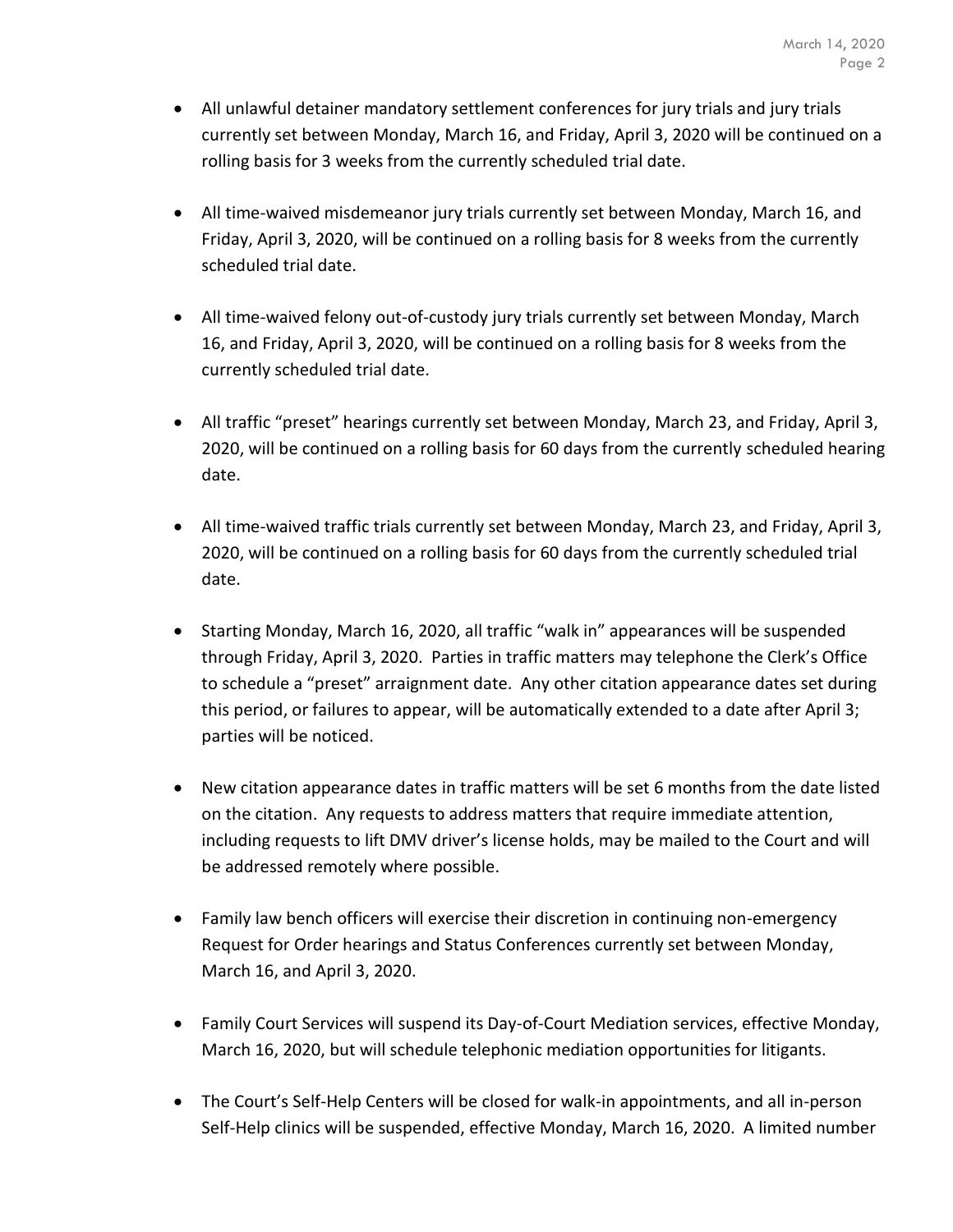- All unlawful detainer mandatory settlement conferences for jury trials and jury trials currently set between Monday, March 16, and Friday, April 3, 2020 will be continued on a rolling basis for 3 weeks from the currently scheduled trial date.

- All time-waived misdemeanor jury trials currently set between Monday, March 16, and Friday, April 3, 2020, will be continued on a rolling basis for 8 weeks from the currently scheduled trial date.

- All time-waived felony out-of-custody jury trials currently set between Monday, March 16, and Friday, April 3, 2020, will be continued on a rolling basis for 8 weeks from the currently scheduled trial date.

- All traffic "preset" hearings currently set between Monday, March 23, and Friday, April 3, 2020, will be continued on a rolling basis for 60 days from the currently scheduled hearing date.

- All time-waived traffic trials currently set between Monday, March 23, and Friday, April 3, 2020, will be continued on a rolling basis for 60 days from the currently scheduled trial date.

- Starting Monday, March 16, 2020, all traffic "walk in" appearances will be suspended through Friday, April 3, 2020. Parties in traffic matters may telephone the Clerk's Office to schedule a "preset" arraignment date. Any other citation appearance dates set during this period, or failures to appear, will be automatically extended to a date after April 3; parties will be noticed.

- New citation appearance dates in traffic matters will be set 6 months from the date listed on the citation. Any requests to address matters that require immediate attention, including requests to lift DMV driver's license holds, may be mailed to the Court and will be addressed remotely where possible.

- Family law bench officers will exercise their discretion in continuing non-emergency Request for Order hearings and Status Conferences currently set between Monday, March 16, and April 3, 2020.

- Family Court Services will suspend its Day-of-Court Mediation services, effective Monday, March 16, 2020, but will schedule telephonic mediation opportunities for litigants.

- The Court's Self-Help Centers will be closed for walk-in appointments, and all in-person Self-Help clinics will be suspended, effective Monday, March 16, 2020. A limited number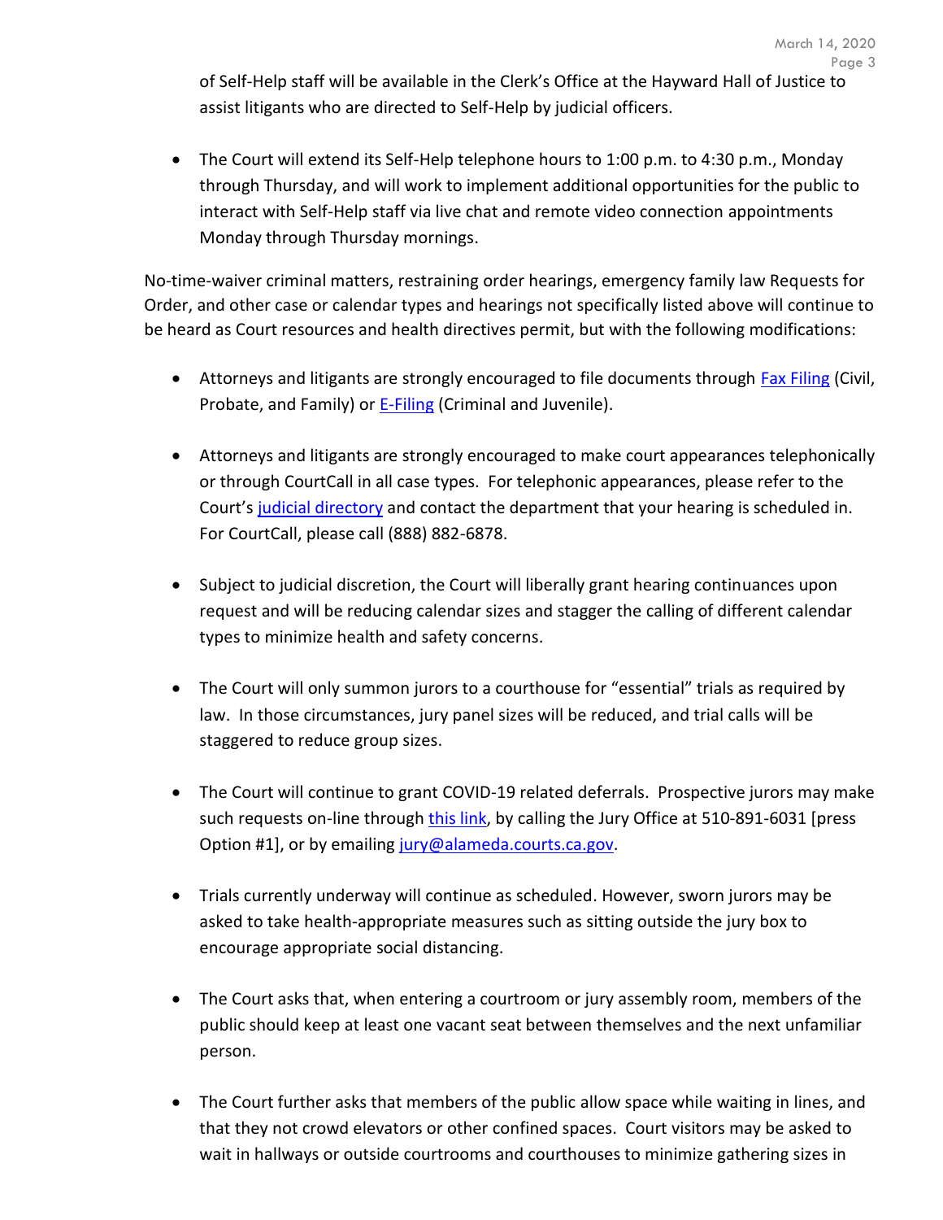of Self-Help staff will be available in the Clerk's Office at the Hayward Hall of Justice to assist litigants who are directed to Self-Help by judicial officers.

- The Court will extend its Self-Help telephone hours to 1:00 p.m. to 4:30 p.m., Monday through Thursday, and will work to implement additional opportunities for the public to interact with Self-Help staff via live chat and remote video connection appointments Monday through Thursday mornings.

No-time-waiver criminal matters, restraining order hearings, emergency family law Requests for Order, and other case or calendar types and hearings not specifically listed above will continue to be heard as Court resources and health directives permit, but with the following modifications:

- Attorneys and litigants are strongly encouraged to file documents through Fax Filing (Civil, Probate, and Family) or E-Filing (Criminal and Juvenile).

- Attorneys and litigants are strongly encouraged to make court appearances telephonically or through CourtCall in all case types. For telephonic appearances, please refer to the Court's judicial directory and contact the department that your hearing is scheduled in. For CourtCall, please call (888) 882-6878.

- Subject to judicial discretion, the Court will liberally grant hearing continuances upon request and will be reducing calendar sizes and stagger the calling of different calendar types to minimize health and safety concerns.

- The Court will only summon jurors to a courthouse for "essential" trials as required by law. In those circumstances, jury panel sizes will be reduced, and trial calls will be staggered to reduce group sizes.

- The Court will continue to grant COVID-19 related deferrals. Prospective jurors may make such requests on-line through this link, by calling the Jury Office at 510-891-6031 [press Option #1], or by emailing jury@alameda.courts.ca.gov.

- Trials currently underway will continue as scheduled. However, sworn jurors may be asked to take health-appropriate measures such as sitting outside the jury box to encourage appropriate social distancing.

- The Court asks that, when entering a courtroom or jury assembly room, members of the public should keep at least one vacant seat between themselves and the next unfamiliar person.

- The Court further asks that members of the public allow space while waiting in lines, and that they not crowd elevators or other confined spaces. Court visitors may be asked to wait in hallways or outside courtrooms and courthouses to minimize gathering sizes in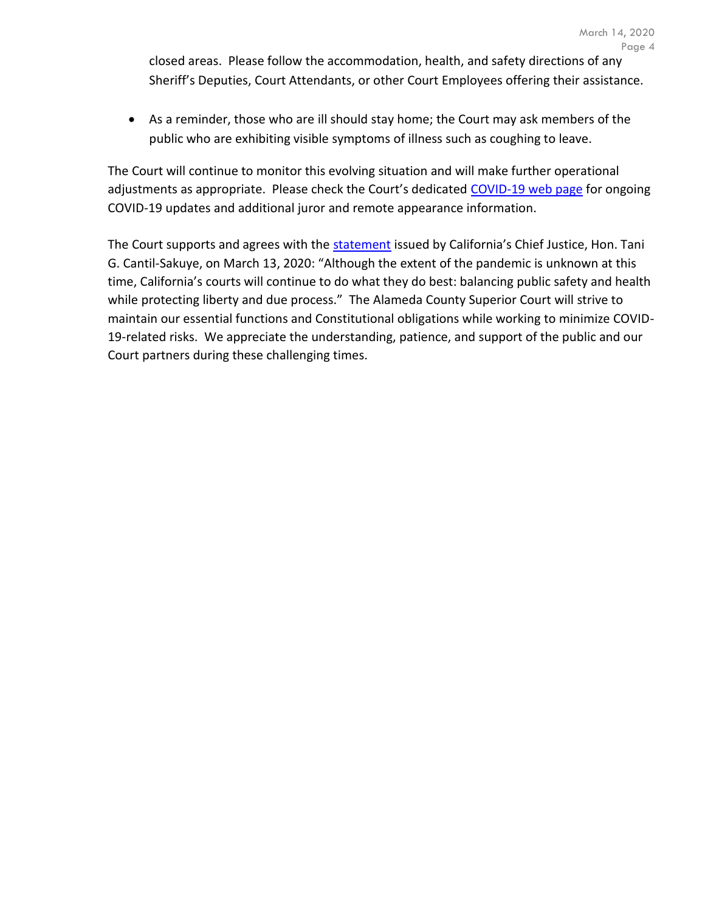closed areas. Please follow the accommodation, health, and safety directions of any Sheriff's Deputies, Court Attendants, or other Court Employees offering their assistance.

- As a reminder, those who are ill should stay home; the Court may ask members of the public who are exhibiting visible symptoms of illness such as coughing to leave.

The Court will continue to monitor this evolving situation and will make further operational adjustments as appropriate. Please check the Court's dedicated COVID-19 web page for ongoing COVID-19 updates and additional juror and remote appearance information.

The Court supports and agrees with the statement issued by California's Chief Justice, Hon. Tani G. Cantil-Sakuye, on March 13, 2020: "Although the extent of the pandemic is unknown at this time, California's courts will continue to do what they do best: balancing public safety and health while protecting liberty and due process." The Alameda County Superior Court will strive to maintain our essential functions and Constitutional obligations while working to minimize COVID-19-related risks. We appreciate the understanding, patience, and support of the public and our Court partners during these challenging times.